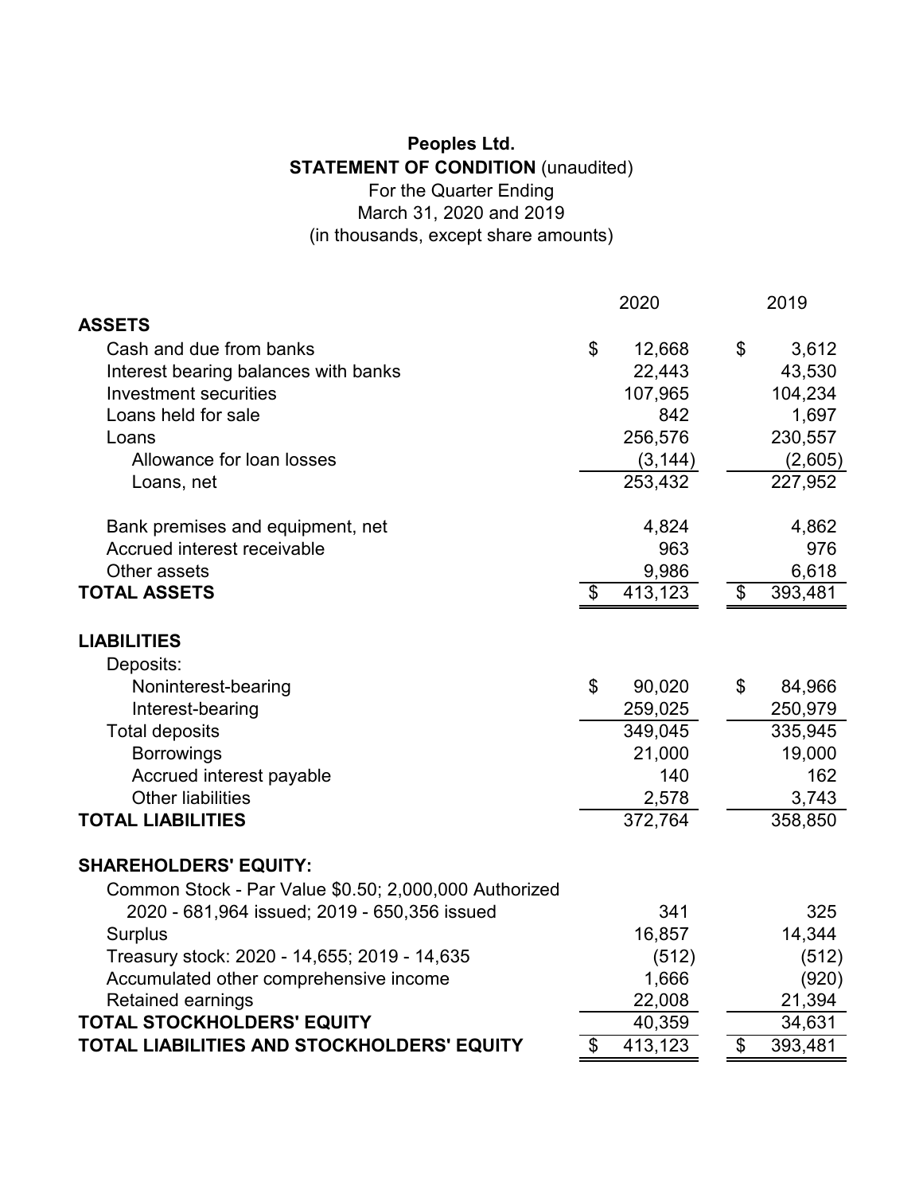**Peoples Ltd.**

**STATEMENT OF CONDITION** (unaudited)

For the Quarter Ending

March 31, 2020 and 2019

(in thousands, except share amounts)

| | 2020 | 2019 |
|---|---|---|
| **ASSETS** | | |
| Cash and due from banks | $ 12,668 | $ 3,612 |
| Interest bearing balances with banks | 22,443 | 43,530 |
| Investment securities | 107,965 | 104,234 |
| Loans held for sale | 842 | 1,697 |
| Loans | 256,576 | 230,557 |
| Allowance for loan losses | (3,144) | (2,605) |
| Loans, net | 253,432 | 227,952 |
| Bank premises and equipment, net | 4,824 | 4,862 |
| Accrued interest receivable | 963 | 976 |
| Other assets | 9,986 | 6,618 |
| **TOTAL ASSETS** | $ 413,123 | $ 393,481 |
| **LIABILITIES** | | |
| Deposits: | | |
| Noninterest-bearing | $ 90,020 | $ 84,966 |
| Interest-bearing | 259,025 | 250,979 |
| Total deposits | 349,045 | 335,945 |
| Borrowings | 21,000 | 19,000 |
| Accrued interest payable | 140 | 162 |
| Other liabilities | 2,578 | 3,743 |
| **TOTAL LIABILITIES** | 372,764 | 358,850 |
| **SHAREHOLDERS' EQUITY:** | | |
| Common Stock - Par Value $0.50; 2,000,000 Authorized 2020 - 681,964 issued; 2019 - 650,356 issued | 341 | 325 |
| Surplus | 16,857 | 14,344 |
| Treasury stock: 2020 - 14,655; 2019 - 14,635 | (512) | (512) |
| Accumulated other comprehensive income | 1,666 | (920) |
| Retained earnings | 22,008 | 21,394 |
| **TOTAL STOCKHOLDERS' EQUITY** | 40,359 | 34,631 |
| **TOTAL LIABILITIES AND STOCKHOLDERS' EQUITY** | $ 413,123 | $ 393,481 |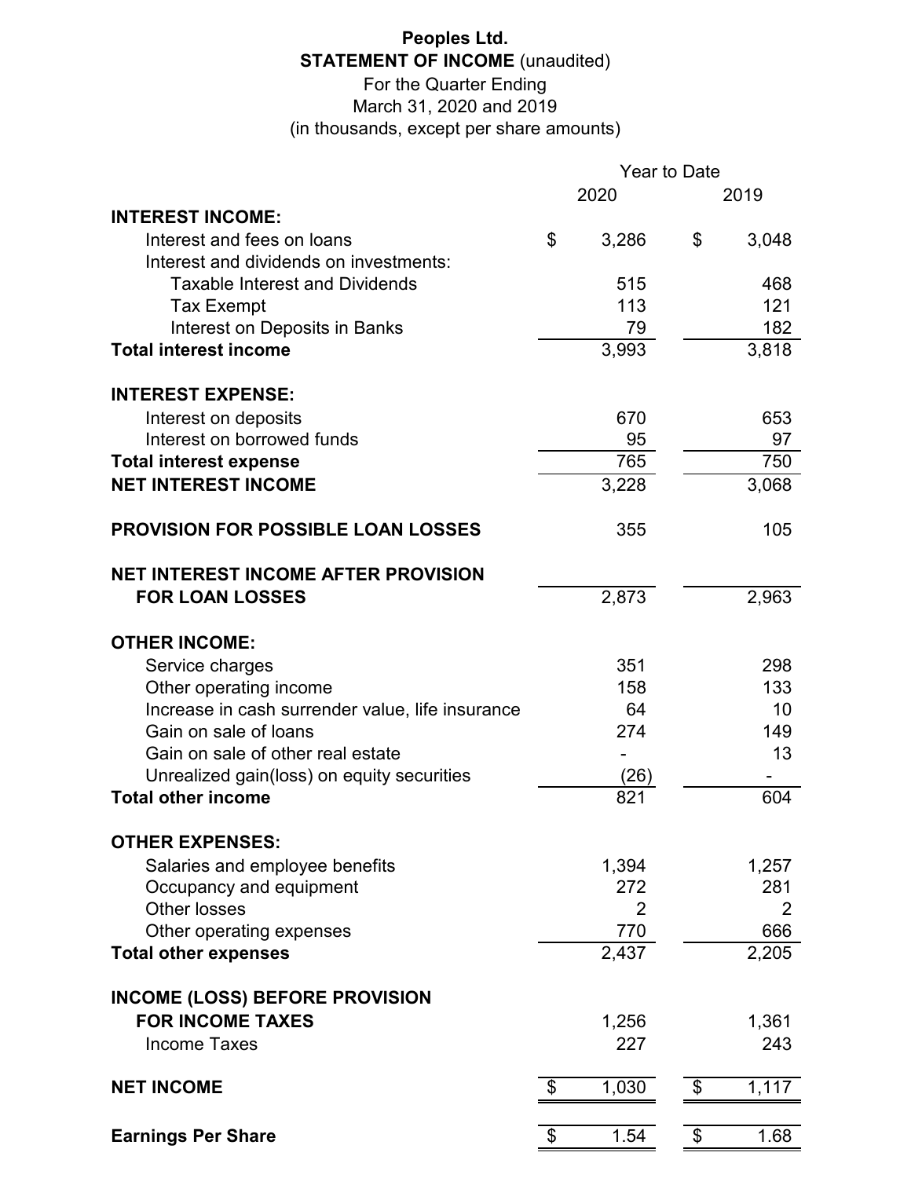**Peoples Ltd.**
**STATEMENT OF INCOME** (unaudited)
For the Quarter Ending
March 31, 2020 and 2019
(in thousands, except per share amounts)

| | Year to Date | |
|---|---|---|
| | 2020 | 2019 |
| **INTEREST INCOME:** | | |
| Interest and fees on loans | $ 3,286 | $ 3,048 |
| Interest and dividends on investments: | | |
| Taxable Interest and Dividends | 515 | 468 |
| Tax Exempt | 113 | 121 |
| Interest on Deposits in Banks | 79 | 182 |
| **Total interest income** | 3,993 | 3,818 |
| | | |
| **INTEREST EXPENSE:** | | |
| Interest on deposits | 670 | 653 |
| Interest on borrowed funds | 95 | 97 |
| **Total interest expense** | 765 | 750 |
| **NET INTEREST INCOME** | 3,228 | 3,068 |
| | | |
| **PROVISION FOR POSSIBLE LOAN LOSSES** | 355 | 105 |
| | | |
| **NET INTEREST INCOME AFTER PROVISION FOR LOAN LOSSES** | 2,873 | 2,963 |
| | | |
| **OTHER INCOME:** | | |
| Service charges | 351 | 298 |
| Other operating income | 158 | 133 |
| Increase in cash surrender value, life insurance | 64 | 10 |
| Gain on sale of loans | 274 | 149 |
| Gain on sale of other real estate | - | 13 |
| Unrealized gain(loss) on equity securities | (26) | - |
| **Total other income** | 821 | 604 |
| | | |
| **OTHER EXPENSES:** | | |
| Salaries and employee benefits | 1,394 | 1,257 |
| Occupancy and equipment | 272 | 281 |
| Other losses | 2 | 2 |
| Other operating expenses | 770 | 666 |
| **Total other expenses** | 2,437 | 2,205 |
| | | |
| **INCOME (LOSS) BEFORE PROVISION FOR INCOME TAXES** | 1,256 | 1,361 |
| Income Taxes | 227 | 243 |
| | | |
| **NET INCOME** | $ 1,030 | $ 1,117 |
| | | |
| **Earnings Per Share** | $ 1.54 | $ 1.68 |